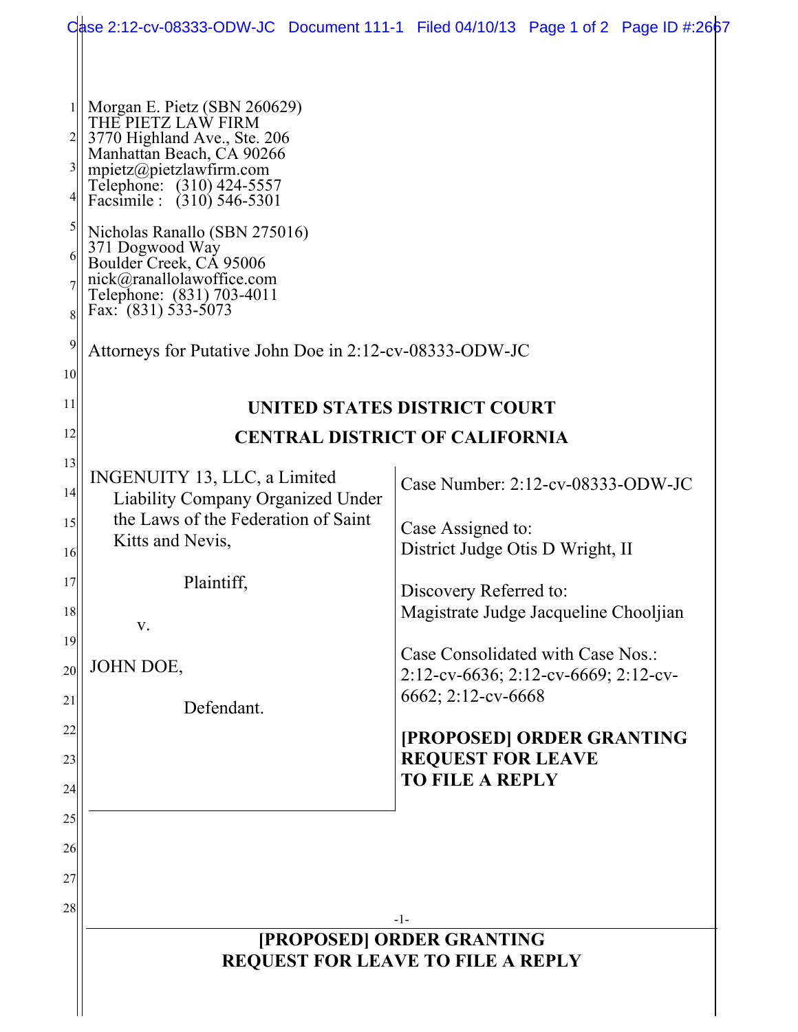Morgan E. Pietz (SBN 260629)
THE PIETZ LAW FIRM
3770 Highland Ave., Ste. 206
Manhattan Beach, CA 90266
mpietz@pietzlawfirm.com
Telephone: (310) 424-5557
Facsimile : (310) 546-5301

Nicholas Ranallo (SBN 275016)
371 Dogwood Way
Boulder Creek, CA 95006
nick@ranallolawoffice.com
Telephone: (831) 703-4011
Fax: (831) 533-5073

Attorneys for Putative John Doe in 2:12-cv-08333-ODW-JC

**UNITED STATES DISTRICT COURT**

**CENTRAL DISTRICT OF CALIFORNIA**

| | |
|---|---|
| INGENUITY 13, LLC, a Limited Liability Company Organized Under the Laws of the Federation of Saint Kitts and Nevis,<br><br>Plaintiff,<br><br>v.<br><br>JOHN DOE,<br><br>Defendant. | Case Number: 2:12-cv-08333-ODW-JC<br><br>Case Assigned to:<br>District Judge Otis D Wright, II<br><br>Discovery Referred to:<br>Magistrate Judge Jacqueline Chooljian<br><br>Case Consolidated with Case Nos.:<br>2:12-cv-6636; 2:12-cv-6669; 2:12-cv-6662; 2:12-cv-6668<br><br>**[PROPOSED] ORDER GRANTING REQUEST FOR LEAVE TO FILE A REPLY** |

**[PROPOSED] ORDER GRANTING REQUEST FOR LEAVE TO FILE A REPLY**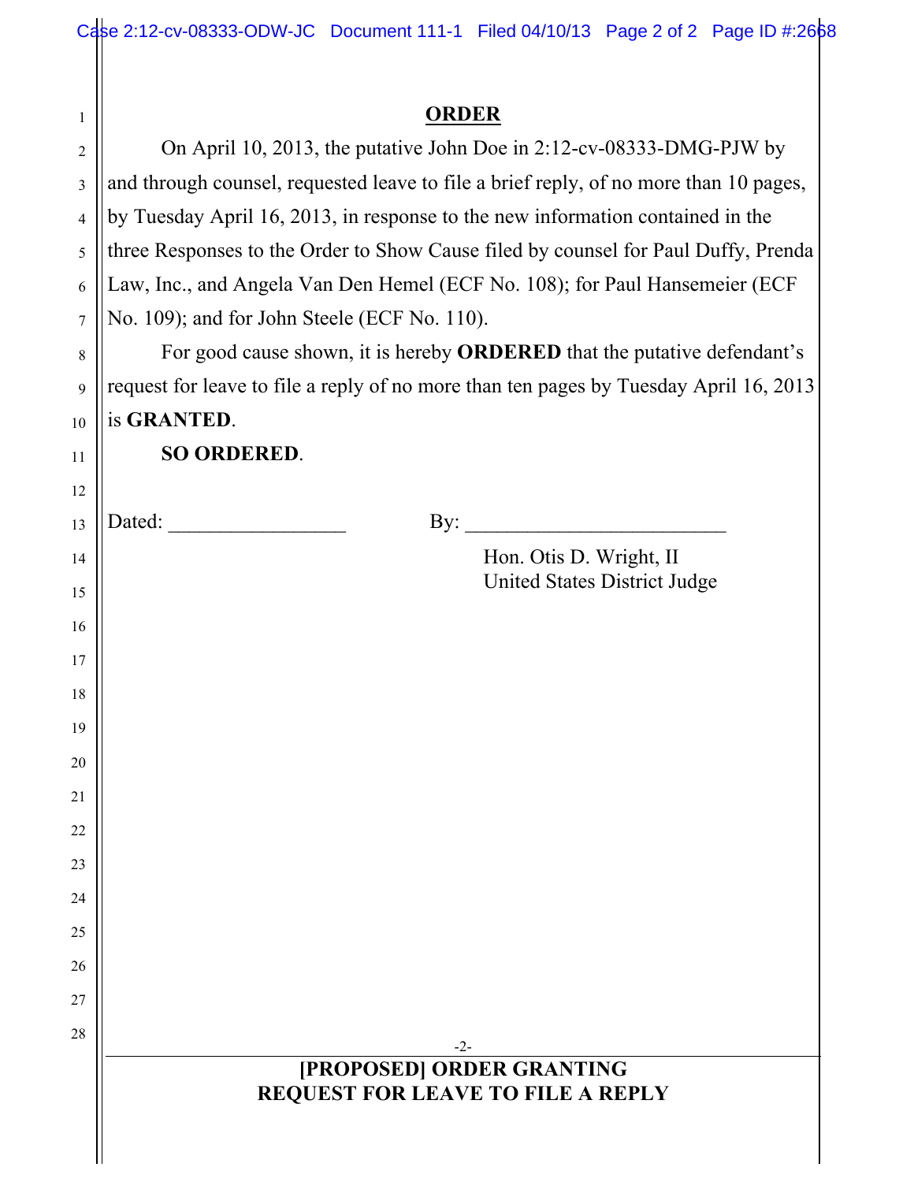# ORDER

On April 10, 2013, the putative John Doe in 2:12-cv-08333-DMG-PJW by and through counsel, requested leave to file a brief reply, of no more than 10 pages, by Tuesday April 16, 2013, in response to the new information contained in the three Responses to the Order to Show Cause filed by counsel for Paul Duffy, Prenda Law, Inc., and Angela Van Den Hemel (ECF No. 108); for Paul Hansemeier (ECF No. 109); and for John Steele (ECF No. 110).

For good cause shown, it is hereby **ORDERED** that the putative defendant's request for leave to file a reply of no more than ten pages by Tuesday April 16, 2013 is **GRANTED**.

**SO ORDERED**.

Dated: _________________ By: _________________________

Hon. Otis D. Wright, II
United States District Judge

**[PROPOSED] ORDER GRANTING REQUEST FOR LEAVE TO FILE A REPLY**